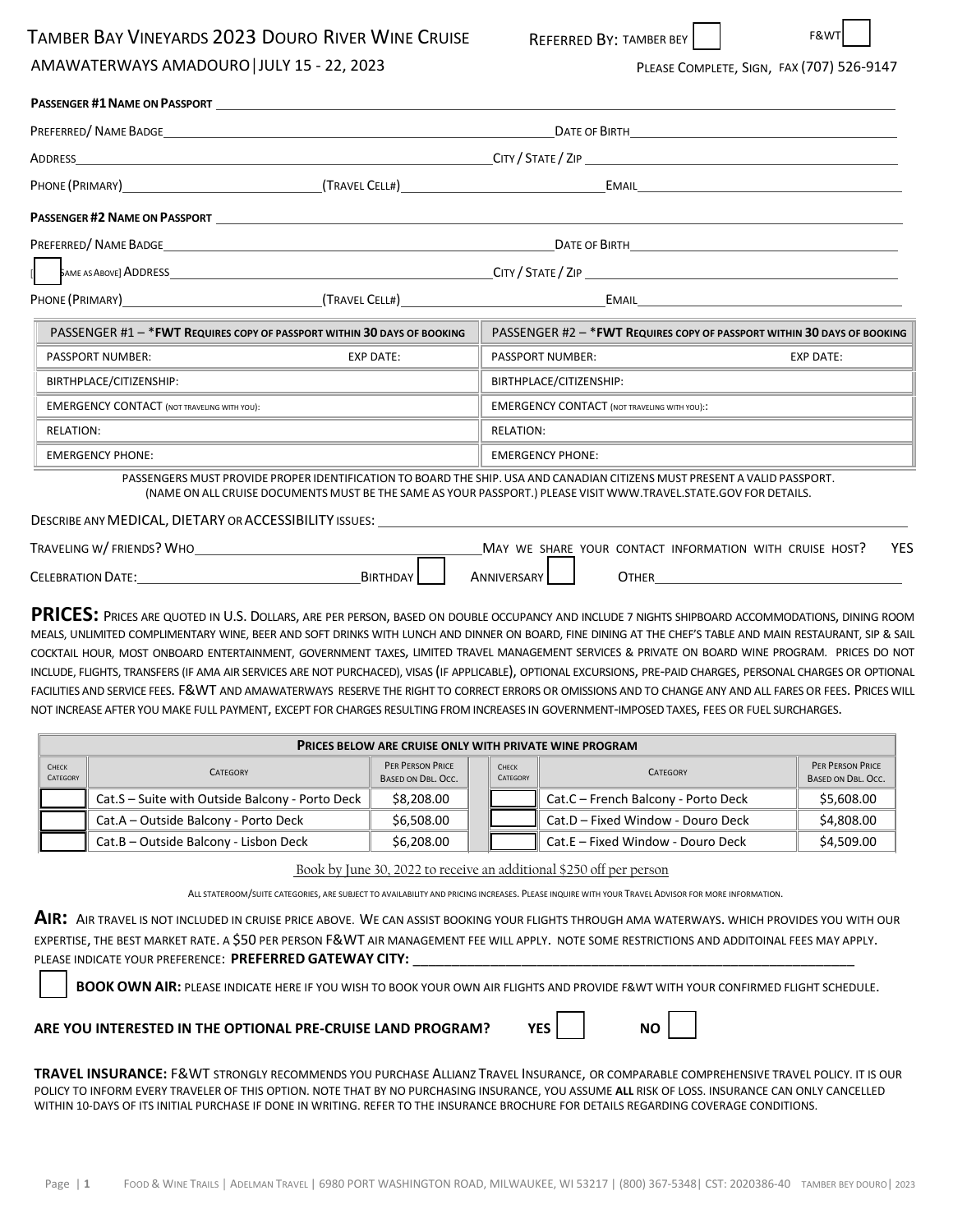# TAMBER BAY VINEYARDS 2023 DOURO RIVER WINE CRUISE

AMAWATERWAYS AMADOURO | JULY 15 - 22, 2023

REFERRED BY: TAMBER BEY [ ] F&WT [ ]

PLEASE COMPLETE, SIGN, FAX (707) 526-9147

**PASSENGER #1 NAME ON PASSPORT** ______________________________

PREFERRED/ NAME BADGE ______________________________ DATE OF BIRTH ______________________________

ADDRESS ______________________________ CITY / STATE / ZIP ______________________________

PHONE (PRIMARY) ______________ (TRAVEL CELL#) ______________ EMAIL ______________

**PASSENGER #2 NAME ON PASSPORT** ______________________________

PREFERRED/ NAME BADGE ______________________________ DATE OF BIRTH ______________________________

[ ] SAME AS ABOVE] ADDRESS ______________________________ CITY / STATE / ZIP ______________________________

PHONE (PRIMARY) ______________ (TRAVEL CELL#) ______________ EMAIL ______________

| PASSENGER #1 – *FWT REQUIRES COPY OF PASSPORT WITHIN 30 DAYS OF BOOKING | | PASSENGER #2 – *FWT REQUIRES COPY OF PASSPORT WITHIN 30 DAYS OF BOOKING | |
|---|---|---|---|
| PASSPORT NUMBER: | EXP DATE: | PASSPORT NUMBER: | EXP DATE: |
| BIRTHPLACE/CITIZENSHIP: | | BIRTHPLACE/CITIZENSHIP: | |
| EMERGENCY CONTACT (NOT TRAVELING WITH YOU): | | EMERGENCY CONTACT (NOT TRAVELING WITH YOU):: | |
| RELATION: | | RELATION: | |
| EMERGENCY PHONE: | | EMERGENCY PHONE: | |

PASSENGERS MUST PROVIDE PROPER IDENTIFICATION TO BOARD THE SHIP. USA AND CANADIAN CITIZENS MUST PRESENT A VALID PASSPORT. (NAME ON ALL CRUISE DOCUMENTS MUST BE THE SAME AS YOUR PASSPORT.) PLEASE VISIT WWW.TRAVEL.STATE.GOV FOR DETAILS.

DESCRIBE ANY MEDICAL, DIETARY OR ACCESSIBILITY ISSUES: ______________________________

TRAVELING W/ FRIENDS? WHO ______________________________ MAY WE SHARE YOUR CONTACT INFORMATION WITH CRUISE HOST? YES

CELEBRATION DATE: ______________ BIRTHDAY [ ] ANNIVERSARY [ ] OTHER ______________

**PRICES:** PRICES ARE QUOTED IN U.S. DOLLARS, ARE PER PERSON, BASED ON DOUBLE OCCUPANCY AND INCLUDE 7 NIGHTS SHIPBOARD ACCOMMODATIONS, DINING ROOM MEALS, UNLIMITED COMPLIMENTARY WINE, BEER AND SOFT DRINKS WITH LUNCH AND DINNER ON BOARD, FINE DINING AT THE CHEF'S TABLE AND MAIN RESTAURANT, SIP & SAIL COCKTAIL HOUR, MOST ONBOARD ENTERTAINMENT, GOVERNMENT TAXES, LIMITED TRAVEL MANAGEMENT SERVICES & PRIVATE ON BOARD WINE PROGRAM. PRICES DO NOT INCLUDE, FLIGHTS, TRANSFERS (IF AMA AIR SERVICES ARE NOT PURCHACED), VISAS (IF APPLICABLE), OPTIONAL EXCURSIONS, PRE-PAID CHARGES, PERSONAL CHARGES OR OPTIONAL FACILITIES AND SERVICE FEES. F&WT AND AMAWATERWAYS RESERVE THE RIGHT TO CORRECT ERRORS OR OMISSIONS AND TO CHANGE ANY AND ALL FARES OR FEES. PRICES WILL NOT INCREASE AFTER YOU MAKE FULL PAYMENT, EXCEPT FOR CHARGES RESULTING FROM INCREASES IN GOVERNMENT-IMPOSED TAXES, FEES OR FUEL SURCHARGES.

**PRICES BELOW ARE CRUISE ONLY WITH PRIVATE WINE PROGRAM**

| CHECK CATEGORY | CATEGORY | PER PERSON PRICE BASED ON DBL. OCC. | CHECK CATEGORY | CATEGORY | PER PERSON PRICE BASED ON DBL. OCC. |
|---|---|---|---|---|---|
| | Cat.S – Suite with Outside Balcony - Porto Deck | $8,208.00 | | Cat.C – French Balcony - Porto Deck | $5,608.00 |
| | Cat.A – Outside Balcony - Porto Deck | $6,508.00 | | Cat.D – Fixed Window - Douro Deck | $4,808.00 |
| | Cat.B – Outside Balcony - Lisbon Deck | $6,208.00 | | Cat.E – Fixed Window - Douro Deck | $4,509.00 |

Book by June 30, 2022 to receive an additional $250 off per person

ALL STATEROOM/SUITE CATEGORIES, ARE SUBJECT TO AVAILABILITY AND PRICING INCREASES. PLEASE INQUIRE WITH YOUR TRAVEL ADVISOR FOR MORE INFORMATION.

**AIR:** AIR TRAVEL IS NOT INCLUDED IN CRUISE PRICE ABOVE. WE CAN ASSIST BOOKING YOUR FLIGHTS THROUGH AMA WATERWAYS. WHICH PROVIDES YOU WITH OUR EXPERTISE, THE BEST MARKET RATE. A $50 PER PERSON F&WT AIR MANAGEMENT FEE WILL APPLY. NOTE SOME RESTRICTIONS AND ADDITOINAL FEES MAY APPLY. PLEASE INDICATE YOUR PREFERENCE: **PREFERRED GATEWAY CITY:** ______________________________

[ ] **BOOK OWN AIR:** PLEASE INDICATE HERE IF YOU WISH TO BOOK YOUR OWN AIR FLIGHTS AND PROVIDE F&WT WITH YOUR CONFIRMED FLIGHT SCHEDULE.

**ARE YOU INTERESTED IN THE OPTIONAL PRE-CRUISE LAND PROGRAM?** **YES** [ ] **NO** [ ]

**TRAVEL INSURANCE:** F&WT STRONGLY RECOMMENDS YOU PURCHASE ALLIANZ TRAVEL INSURANCE, OR COMPARABLE COMPREHENSIVE TRAVEL POLICY. IT IS OUR POLICY TO INFORM EVERY TRAVELER OF THIS OPTION. NOTE THAT BY NO PURCHASING INSURANCE, YOU ASSUME **ALL** RISK OF LOSS. INSURANCE CAN ONLY CANCELLED WITHIN 10-DAYS OF ITS INITIAL PURCHASE IF DONE IN WRITING. REFER TO THE INSURANCE BROCHURE FOR DETAILS REGARDING COVERAGE CONDITIONS.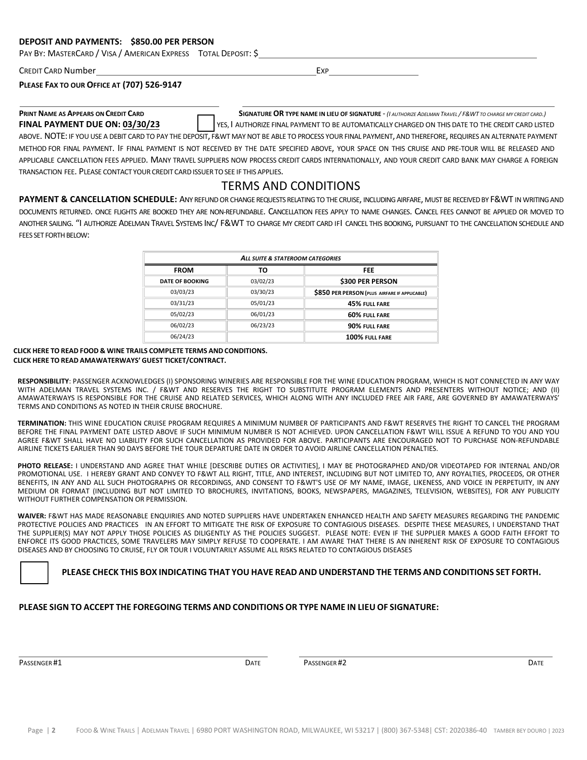**DEPOSIT AND PAYMENTS: $850.00 PER PERSON**

PAY BY: MASTERCARD / VISA / AMERICAN EXPRESS TOTAL DEPOSIT: $ ______________________________

CREDIT CARD Number ______________________________ EXP ______________

**PLEASE FAX TO OUR OFFICE AT (707) 526-9147**

______________________________ ______________________________

**PRINT NAME AS APPEARS ON CREDIT CARD** **SIGNATURE OR TYPE NAME IN LIEU OF SIGNATURE** - *(I AUTHORIZE ADELMAN TRAVEL / F&WT TO CHARGE MY CREDIT CARD.)*

**FINAL PAYMENT DUE ON: 03/30/23** ☐ YES, I AUTHORIZE FINAL PAYMENT TO BE AUTOMATICALLY CHARGED ON THIS DATE TO THE CREDIT CARD LISTED ABOVE. NOTE: IF YOU USE A DEBIT CARD TO PAY THE DEPOSIT, F&WT MAY NOT BE ABLE TO PROCESS YOUR FINAL PAYMENT, AND THEREFORE, REQUIRES AN ALTERNATE PAYMENT METHOD FOR FINAL PAYMENT. IF FINAL PAYMENT IS NOT RECEIVED BY THE DATE SPECIFIED ABOVE, YOUR SPACE ON THIS CRUISE AND PRE-TOUR WILL BE RELEASED AND APPLICABLE CANCELLATION FEES APPLIED. MANY TRAVEL SUPPLIERS NOW PROCESS CREDIT CARDS INTERNATIONALLY, AND YOUR CREDIT CARD BANK MAY CHARGE A FOREIGN TRANSACTION FEE. PLEASE CONTACT YOUR CREDIT CARD ISSUER TO SEE IF THIS APPLIES.

# TERMS AND CONDITIONS

**PAYMENT & CANCELLATION SCHEDULE:** ANY REFUND OR CHANGE REQUESTS RELATING TO THE CRUISE, INCLUDING AIRFARE, MUST BE RECEIVED BY F&WT IN WRITING AND DOCUMENTS RETURNED. ONCE FLIGHTS ARE BOOKED THEY ARE NON-REFUNDABLE. CANCELLATION FEES APPLY TO NAME CHANGES. CANCEL FEES CANNOT BE APPLIED OR MOVED TO ANOTHER SAILING. "I AUTHORIZE ADELMAN TRAVEL SYSTEMS INC/ F&WT TO CHARGE MY CREDIT CARD IF I CANCEL THIS BOOKING, PURSUANT TO THE CANCELLATION SCHEDULE AND FEES SET FORTH BELOW:

| *ALL SUITE & STATEROOM CATEGORIES* | | |
|---|---|---|
| **FROM** | **TO** | **FEE** |
| **DATE OF BOOKING** | 03/02/23 | **$300 PER PERSON** |
| 03/03/23 | 03/30/23 | **$850 PER PERSON (PLUS AIRFARE IF APPLICABLE)** |
| 03/31/23 | 05/01/23 | **45% FULL FARE** |
| 05/02/23 | 06/01/23 | **60% FULL FARE** |
| 06/02/23 | 06/23/23 | **90% FULL FARE** |
| 06/24/23 | | **100% FULL FARE** |

**CLICK HERE TO READ FOOD & WINE TRAILS COMPLETE TERMS AND CONDITIONS.**
**CLICK HERE TO READ AMAWATERWAYS' GUEST TICKET/CONTRACT.**

**RESPONSIBILITY**: PASSENGER ACKNOWLEDGES (I) SPONSORING WINERIES ARE RESPONSIBLE FOR THE WINE EDUCATION PROGRAM, WHICH IS NOT CONNECTED IN ANY WAY WITH ADELMAN TRAVEL SYSTEMS INC. / F&WT AND RESERVES THE RIGHT TO SUBSTITUTE PROGRAM ELEMENTS AND PRESENTERS WITHOUT NOTICE; AND (II) AMAWATERWAYS IS RESPONSIBLE FOR THE CRUISE AND RELATED SERVICES, WHICH ALONG WITH ANY INCLUDED FREE AIR FARE, ARE GOVERNED BY AMAWATERWAYS' TERMS AND CONDITIONS AS NOTED IN THEIR CRUISE BROCHURE.

**TERMINATION:** THIS WINE EDUCATION CRUISE PROGRAM REQUIRES A MINIMUM NUMBER OF PARTICIPANTS AND F&WT RESERVES THE RIGHT TO CANCEL THE PROGRAM BEFORE THE FINAL PAYMENT DATE LISTED ABOVE IF SUCH MINIMUM NUMBER IS NOT ACHIEVED. UPON CANCELLATION F&WT WILL ISSUE A REFUND TO YOU AND YOU AGREE F&WT SHALL HAVE NO LIABILITY FOR SUCH CANCELLATION AS PROVIDED FOR ABOVE. PARTICIPANTS ARE ENCOURAGED NOT TO PURCHASE NON-REFUNDABLE AIRLINE TICKETS EARLIER THAN 90 DAYS BEFORE THE TOUR DEPARTURE DATE IN ORDER TO AVOID AIRLINE CANCELLATION PENALTIES.

**PHOTO RELEASE:** I UNDERSTAND AND AGREE THAT WHILE [DESCRIBE DUTIES OR ACTIVITIES], I MAY BE PHOTOGRAPHED AND/OR VIDEOTAPED FOR INTERNAL AND/OR PROMOTIONAL USE. I HEREBY GRANT AND CONVEY TO F&WT ALL RIGHT, TITLE, AND INTEREST, INCLUDING BUT NOT LIMITED TO, ANY ROYALTIES, PROCEEDS, OR OTHER BENEFITS, IN ANY AND ALL SUCH PHOTOGRAPHS OR RECORDINGS, AND CONSENT TO F&WT'S USE OF MY NAME, IMAGE, LIKENESS, AND VOICE IN PERPETUITY, IN ANY MEDIUM OR FORMAT (INCLUDING BUT NOT LIMITED TO BROCHURES, INVITATIONS, BOOKS, NEWSPAPERS, MAGAZINES, TELEVISION, WEBSITES), FOR ANY PUBLICITY WITHOUT FURTHER COMPENSATION OR PERMISSION.

**WAIVER:** F&WT HAS MADE REASONABLE ENQUIRIES AND NOTED SUPPLIERS HAVE UNDERTAKEN ENHANCED HEALTH AND SAFETY MEASURES REGARDING THE PANDEMIC PROTECTIVE POLICIES AND PRACTICES IN AN EFFORT TO MITIGATE THE RISK OF EXPOSURE TO CONTAGIOUS DISEASES. DESPITE THESE MEASURES, I UNDERSTAND THAT THE SUPPLIER(S) MAY NOT APPLY THOSE POLICIES AS DILIGENTLY AS THE POLICIES SUGGEST. PLEASE NOTE: EVEN IF THE SUPPLIER MAKES A GOOD FAITH EFFORT TO ENFORCE ITS GOOD PRACTICES, SOME TRAVELERS MAY SIMPLY REFUSE TO COOPERATE. I AM AWARE THAT THERE IS AN INHERENT RISK OF EXPOSURE TO CONTAGIOUS DISEASES AND BY CHOOSING TO CRUISE, FLY OR TOUR I VOLUNTARILY ASSUME ALL RISKS RELATED TO CONTAGIOUS DISEASES

☐ **PLEASE CHECK THIS BOX INDICATING THAT YOU HAVE READ AND UNDERSTAND THE TERMS AND CONDITIONS SET FORTH.**

**PLEASE SIGN TO ACCEPT THE FOREGOING TERMS AND CONDITIONS OR TYPE NAME IN LIEU OF SIGNATURE:**

______________________________ ______________________________

PASSENGER #1 DATE PASSENGER #2 DATE